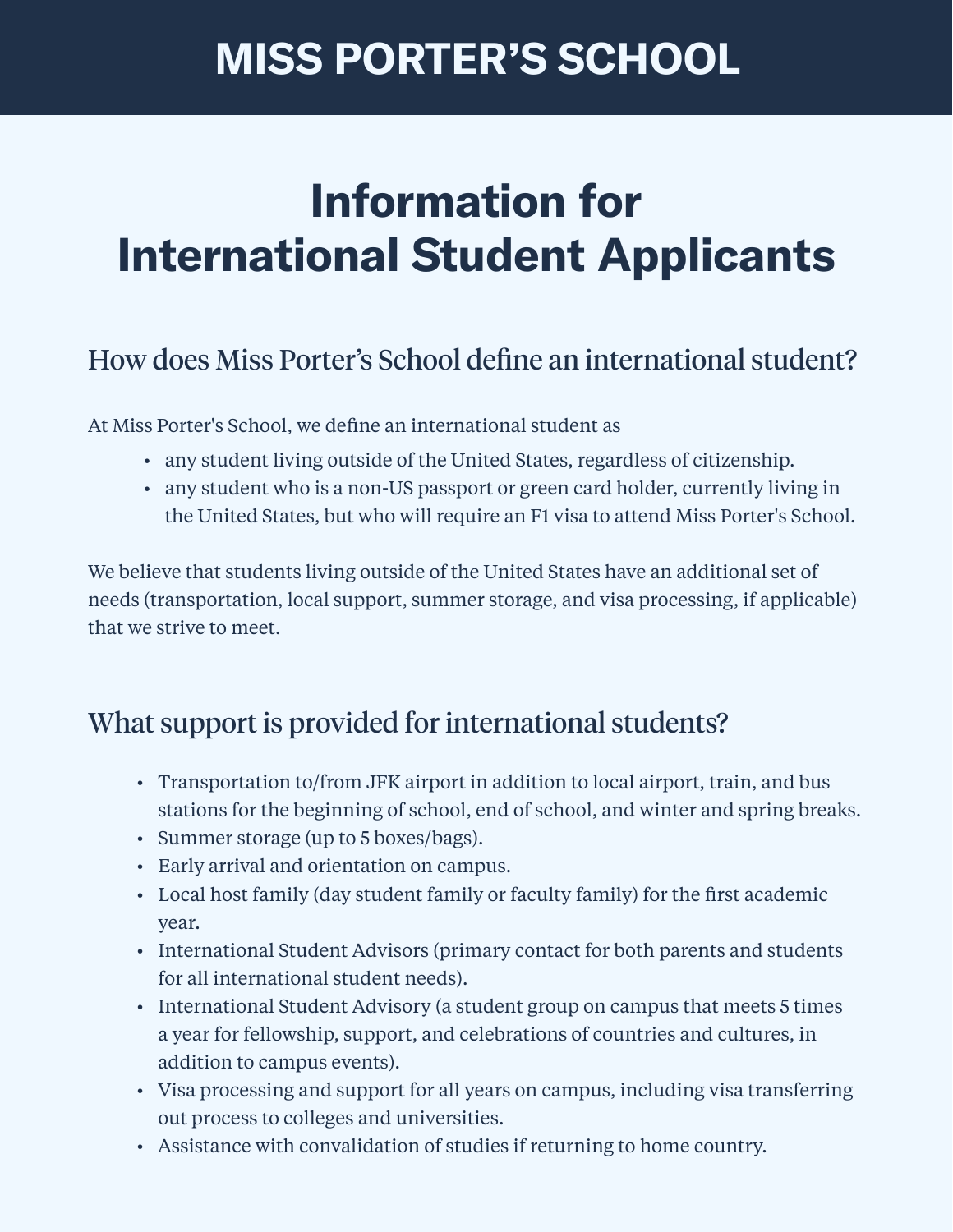# MISS PORTER'S SCHOOL

# Information for International Student Applicants

## How does Miss Porter's School define an international student?

At Miss Porter's School, we define an international student as

- any student living outside of the United States, regardless of citizenship.
- any student who is a non-US passport or green card holder, currently living in the United States, but who will require an F1 visa to attend Miss Porter's School.

We believe that students living outside of the United States have an additional set of needs (transportation, local support, summer storage, and visa processing, if applicable) that we strive to meet.

## What support is provided for international students?

- Transportation to/from JFK airport in addition to local airport, train, and bus stations for the beginning of school, end of school, and winter and spring breaks.
- Summer storage (up to 5 boxes/bags).
- Early arrival and orientation on campus.
- Local host family (day student family or faculty family) for the first academic year.
- International Student Advisors (primary contact for both parents and students for all international student needs).
- International Student Advisory (a student group on campus that meets 5 times a year for fellowship, support, and celebrations of countries and cultures, in addition to campus events).
- Visa processing and support for all years on campus, including visa transferring out process to colleges and universities.
- Assistance with convalidation of studies if returning to home country.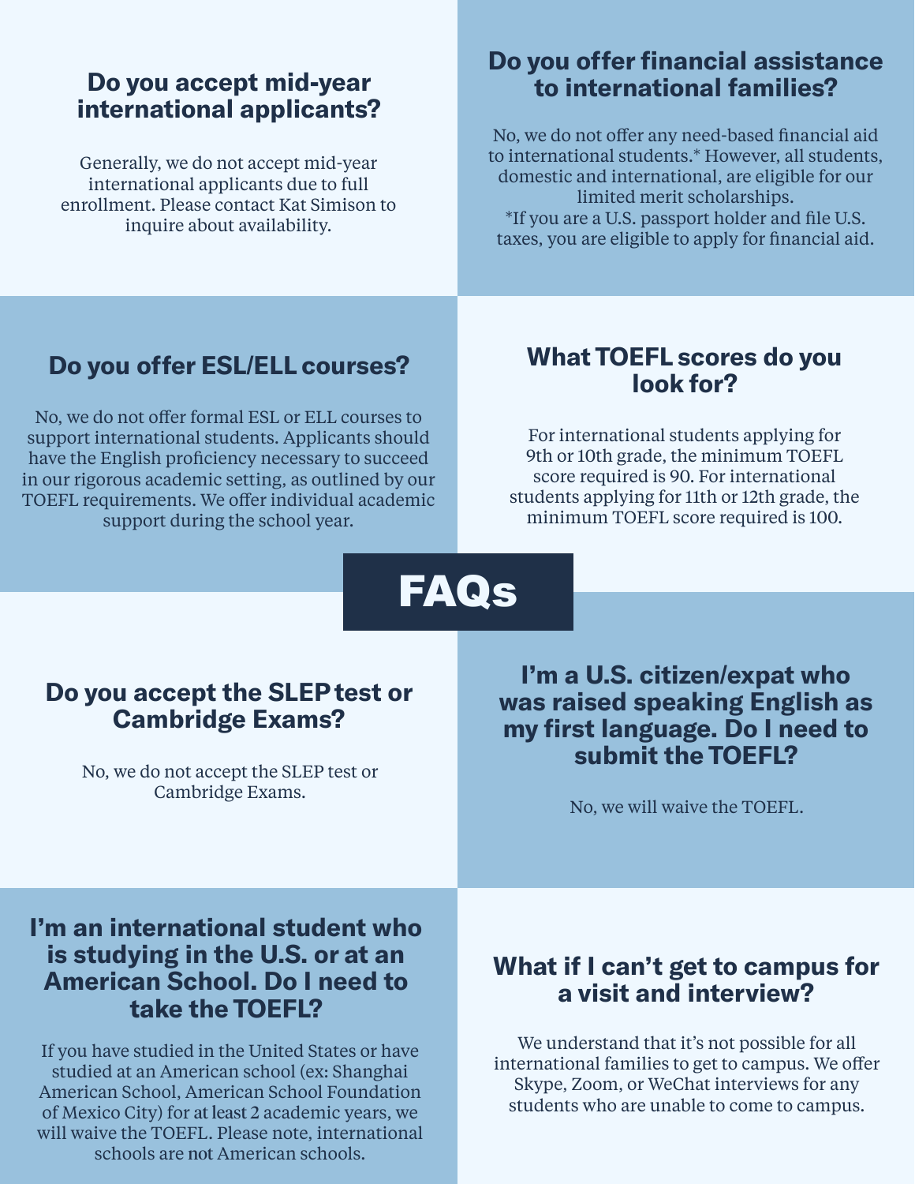# FAQs

## Do you accept mid-year international applicants?

Generally, we do not accept mid-year international applicants due to full enrollment. Please contact Kat Simison to inquire about availability.

## Do you offer financial assistance to international families?

No, we do not offer any need-based financial aid to international students.* However, all students, domestic and international, are eligible for our limited merit scholarships.

*If you are a U.S. passport holder and file U.S. taxes, you are eligible to apply for financial aid.

## Do you offer ESL/ELL courses?

No, we do not offer formal ESL or ELL courses to support international students. Applicants should have the English proficiency necessary to succeed in our rigorous academic setting, as outlined by our TOEFL requirements. We offer individual academic support during the school year.

## What TOEFL scores do you look for?

For international students applying for 9th or 10th grade, the minimum TOEFL score required is 90. For international students applying for 11th or 12th grade, the minimum TOEFL score required is 100.

## Do you accept the SLEP test or Cambridge Exams?

No, we do not accept the SLEP test or Cambridge Exams.

## I'm a U.S. citizen/expat who was raised speaking English as my first language. Do I need to submit the TOEFL?

No, we will waive the TOEFL.

## I'm an international student who is studying in the U.S. or at an American School. Do I need to take the TOEFL?

If you have studied in the United States or have studied at an American school (ex: Shanghai American School, American School Foundation of Mexico City) for **at least** 2 academic years, we will waive the TOEFL. Please note, international schools are **not** American schools.

## What if I can't get to campus for a visit and interview?

We understand that it's not possible for all international families to get to campus. We offer Skype, Zoom, or WeChat interviews for any students who are unable to come to campus.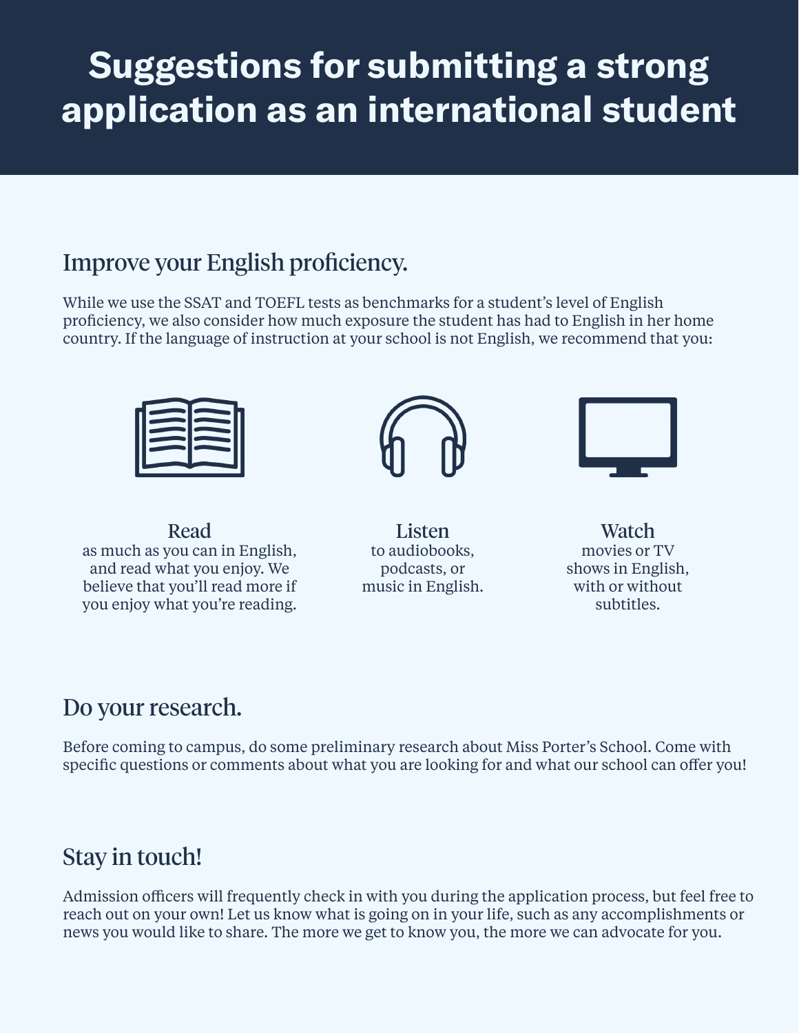# Suggestions for submitting a strong application as an international student

## Improve your English proficiency.

While we use the SSAT and TOEFL tests as benchmarks for a student's level of English proficiency, we also consider how much exposure the student has had to English in her home country. If the language of instruction at your school is not English, we recommend that you:

**Read** as much as you can in English, and read what you enjoy. We believe that you'll read more if you enjoy what you're reading.

**Listen** to audiobooks, podcasts, or music in English.

**Watch** movies or TV shows in English, with or without subtitles.

## Do your research.

Before coming to campus, do some preliminary research about Miss Porter's School. Come with specific questions or comments about what you are looking for and what our school can offer you!

## Stay in touch!

Admission officers will frequently check in with you during the application process, but feel free to reach out on your own! Let us know what is going on in your life, such as any accomplishments or news you would like to share. The more we get to know you, the more we can advocate for you.